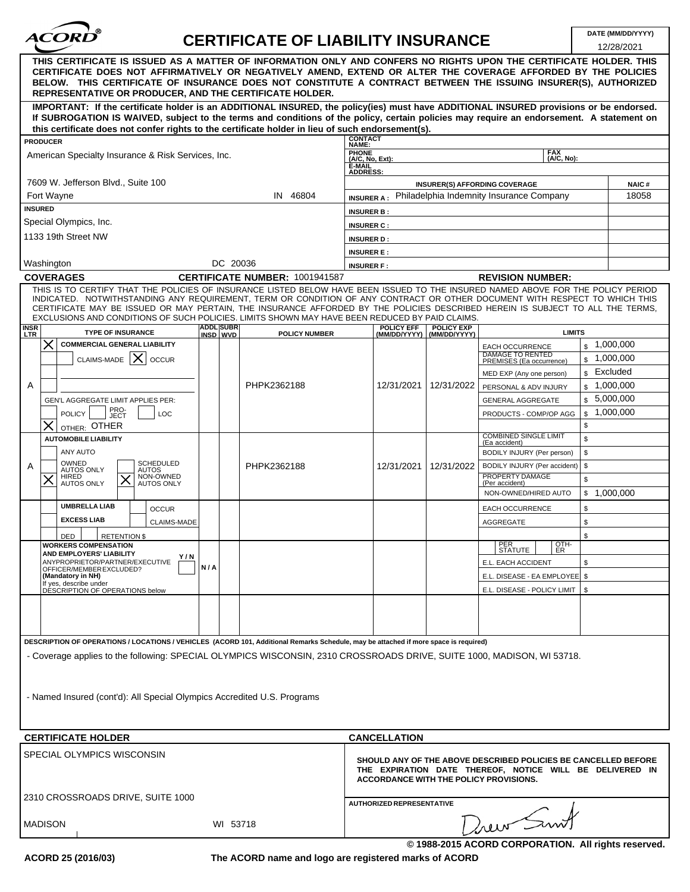# ACORD® CERTIFICATE OF LIABILITY INSURANCE

**DATE (MM/DD/YYYY)** 12/28/2021

**THIS CERTIFICATE IS ISSUED AS A MATTER OF INFORMATION ONLY AND CONFERS NO RIGHTS UPON THE CERTIFICATE HOLDER. THIS CERTIFICATE DOES NOT AFFIRMATIVELY OR NEGATIVELY AMEND, EXTEND OR ALTER THE COVERAGE AFFORDED BY THE POLICIES BELOW. THIS CERTIFICATE OF INSURANCE DOES NOT CONSTITUTE A CONTRACT BETWEEN THE ISSUING INSURER(S), AUTHORIZED REPRESENTATIVE OR PRODUCER, AND THE CERTIFICATE HOLDER.**

**IMPORTANT: If the certificate holder is an ADDITIONAL INSURED, the policy(ies) must have ADDITIONAL INSURED provisions or be endorsed. If SUBROGATION IS WAIVED, subject to the terms and conditions of the policy, certain policies may require an endorsement. A statement on this certificate does not confer rights to the certificate holder in lieu of such endorsement(s).**

| PRODUCER | CONTACT NAME: | | |
|---|---|---|---|
| American Specialty Insurance & Risk Services, Inc. | PHONE (A/C, No, Ext): | FAX (A/C, No): | |
| | E-MAIL ADDRESS: | | |
| 7609 W. Jefferson Blvd., Suite 100 | INSURER(S) AFFORDING COVERAGE | | NAIC # |
| Fort Wayne IN 46804 | INSURER A : Philadelphia Indemnity Insurance Company | | 18058 |
| **INSURED** | INSURER B : | | |
| Special Olympics, Inc. | INSURER C : | | |
| 1133 19th Street NW | INSURER D : | | |
| | INSURER E : | | |
| Washington DC 20036 | INSURER F : | | |

**COVERAGES** **CERTIFICATE NUMBER:** 1001941587 **REVISION NUMBER:**

THIS IS TO CERTIFY THAT THE POLICIES OF INSURANCE LISTED BELOW HAVE BEEN ISSUED TO THE INSURED NAMED ABOVE FOR THE POLICY PERIOD INDICATED. NOTWITHSTANDING ANY REQUIREMENT, TERM OR CONDITION OF ANY CONTRACT OR OTHER DOCUMENT WITH RESPECT TO WHICH THIS CERTIFICATE MAY BE ISSUED OR MAY PERTAIN, THE INSURANCE AFFORDED BY THE POLICIES DESCRIBED HEREIN IS SUBJECT TO ALL THE TERMS, EXCLUSIONS AND CONDITIONS OF SUCH POLICIES. LIMITS SHOWN MAY HAVE BEEN REDUCED BY PAID CLAIMS.

| INSR LTR | TYPE OF INSURANCE | ADDL INSD | SUBR WVD | POLICY NUMBER | POLICY EFF (MM/DD/YYYY) | POLICY EXP (MM/DD/YYYY) | LIMITS | |
|---|---|---|---|---|---|---|---|---|
| A | X COMMERCIAL GENERAL LIABILITY | | | PHPK2362188 | 12/31/2021 | 12/31/2022 | EACH OCCURRENCE | $ 1,000,000 |
| | CLAIMS-MADE [X] OCCUR | | | | | | DAMAGE TO RENTED PREMISES (Ea occurrence) | $ 1,000,000 |
| | | | | | | | MED EXP (Any one person) | $ Excluded |
| | | | | | | | PERSONAL & ADV INJURY | $ 1,000,000 |
| | GEN'L AGGREGATE LIMIT APPLIES PER: | | | | | | GENERAL AGGREGATE | $ 5,000,000 |
| | POLICY / PRO-JECT / LOC | | | | | | PRODUCTS - COMP/OP AGG | $ 1,000,000 |
| | X OTHER: OTHER | | | | | | | $ |
| A | AUTOMOBILE LIABILITY | | | PHPK2362188 | 12/31/2021 | 12/31/2022 | COMBINED SINGLE LIMIT (Ea accident) | $ |
| | ANY AUTO | | | | | | BODILY INJURY (Per person) | $ |
| | OWNED AUTOS ONLY / SCHEDULED AUTOS | | | | | | BODILY INJURY (Per accident) | $ |
| | X HIRED AUTOS ONLY / X NON-OWNED AUTOS ONLY | | | | | | PROPERTY DAMAGE (Per accident) | $ |
| | | | | | | | NON-OWNED/HIRED AUTO | $ 1,000,000 |
| | UMBRELLA LIAB / OCCUR | | | | | | EACH OCCURRENCE | $ |
| | EXCESS LIAB / CLAIMS-MADE | | | | | | AGGREGATE | $ |
| | DED / RETENTION $ | | | | | | | $ |
| | WORKERS COMPENSATION AND EMPLOYERS' LIABILITY Y/N | | | | | | PER STATUTE / OTH-ER | |
| | ANY PROPRIETOR/PARTNER/EXECUTIVE OFFICER/MEMBER EXCLUDED? (Mandatory in NH) | N/A | | | | | E.L. EACH ACCIDENT | $ |
| | If yes, describe under DESCRIPTION OF OPERATIONS below | | | | | | E.L. DISEASE - EA EMPLOYEE | $ |
| | | | | | | | E.L. DISEASE - POLICY LIMIT | $ |

**DESCRIPTION OF OPERATIONS / LOCATIONS / VEHICLES (ACORD 101, Additional Remarks Schedule, may be attached if more space is required)**

- Coverage applies to the following: SPECIAL OLYMPICS WISCONSIN, 2310 CROSSROADS DRIVE, SUITE 1000, MADISON, WI 53718.

- Named Insured (cont'd): All Special Olympics Accredited U.S. Programs

| CERTIFICATE HOLDER | CANCELLATION |
|---|---|
| SPECIAL OLYMPICS WISCONSIN | **SHOULD ANY OF THE ABOVE DESCRIBED POLICIES BE CANCELLED BEFORE THE EXPIRATION DATE THEREOF, NOTICE WILL BE DELIVERED IN ACCORDANCE WITH THE POLICY PROVISIONS.** |
| 2310 CROSSROADS DRIVE, SUITE 1000 | AUTHORIZED REPRESENTATIVE |
| MADISON WI 53718 | Drew Smith |

© 1988-2015 ACORD CORPORATION. All rights reserved.

ACORD 25 (2016/03) The ACORD name and logo are registered marks of ACORD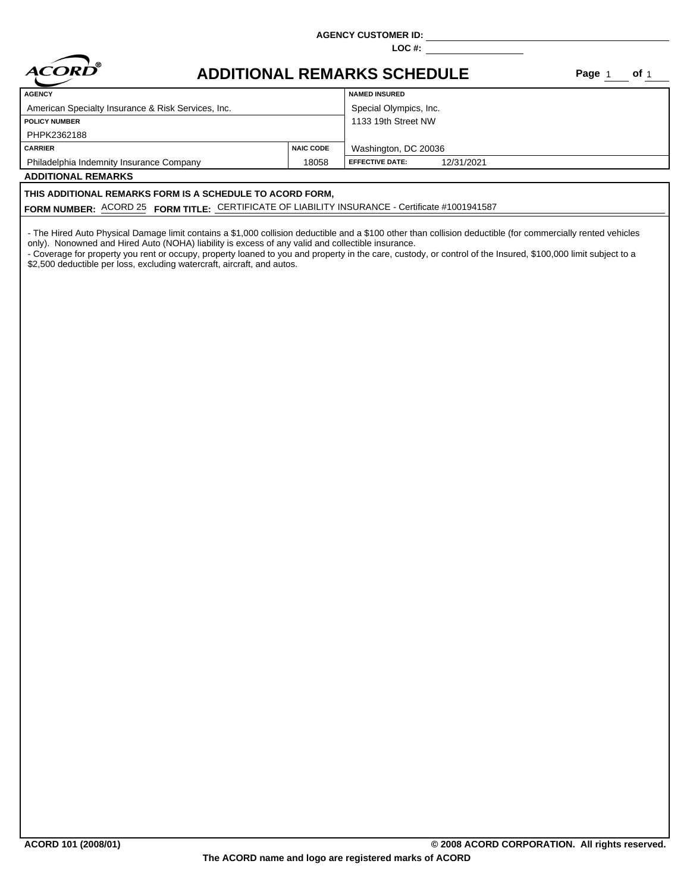AGENCY CUSTOMER ID:

LOC #:

# ADDITIONAL REMARKS SCHEDULE

| | | |
|---|---|---|
| **AGENCY** American Specialty Insurance & Risk Services, Inc. | | **NAMED INSURED** Special Olympics, Inc. 1133 19th Street NW Washington, DC 20036 |
| **POLICY NUMBER** PHPK2362188 | | |
| **CARRIER** Philadelphia Indemnity Insurance Company | **NAIC CODE** 18058 | **EFFECTIVE DATE:** 12/31/2021 |

## ADDITIONAL REMARKS

**THIS ADDITIONAL REMARKS FORM IS A SCHEDULE TO ACORD FORM,**

**FORM NUMBER:** ACORD 25 **FORM TITLE:** CERTIFICATE OF LIABILITY INSURANCE - Certificate #1001941587

- The Hired Auto Physical Damage limit contains a $1,000 collision deductible and a $100 other than collision deductible (for commercially rented vehicles only). Nonowned and Hired Auto (NOHA) liability is excess of any valid and collectible insurance.
- Coverage for property you rent or occupy, property loaned to you and property in the care, custody, or control of the Insured, $100,000 limit subject to a $2,500 deductible per loss, excluding watercraft, aircraft, and autos.

ACORD 101 (2008/01) © 2008 ACORD CORPORATION. All rights reserved.

The ACORD name and logo are registered marks of ACORD